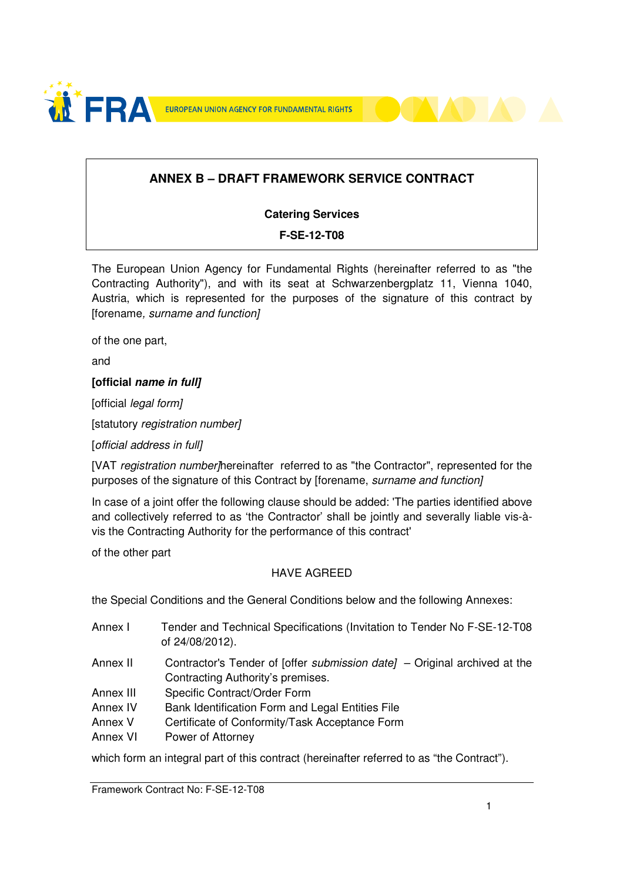**FRA** EUROPEAN UNION AGENCY FOR FUNDAMENTAL RIGHTS

# ANNEX B – DRAFT FRAMEWORK SERVICE CONTRACT

**Catering Services**

**F-SE-12-T08**

The European Union Agency for Fundamental Rights (hereinafter referred to as "the Contracting Authority"), and with its seat at Schwarzenbergplatz 11, Vienna 1040, Austria, which is represented for the purposes of the signature of this contract by [forename, *surname and function]*

of the one part,

and

**[official *name in full]***

[official *legal form]*

[statutory *registration number]*

[*official address in full]*

[VAT *registration number]*hereinafter referred to as "the Contractor", represented for the purposes of the signature of this Contract by [forename, *surname and function]*

In case of a joint offer the following clause should be added: 'The parties identified above and collectively referred to as 'the Contractor' shall be jointly and severally liable vis-à-vis the Contracting Authority for the performance of this contract'

of the other part

HAVE AGREED

the Special Conditions and the General Conditions below and the following Annexes:

| | |
|---|---|
| Annex I | Tender and Technical Specifications (Invitation to Tender No F-SE-12-T08 of 24/08/2012). |
| Annex II | Contractor's Tender of [offer *submission date]* – Original archived at the Contracting Authority's premises. |
| Annex III | Specific Contract/Order Form |
| Annex IV | Bank Identification Form and Legal Entities File |
| Annex V | Certificate of Conformity/Task Acceptance Form |
| Annex VI | Power of Attorney |

which form an integral part of this contract (hereinafter referred to as "the Contract").

Framework Contract No: F-SE-12-T08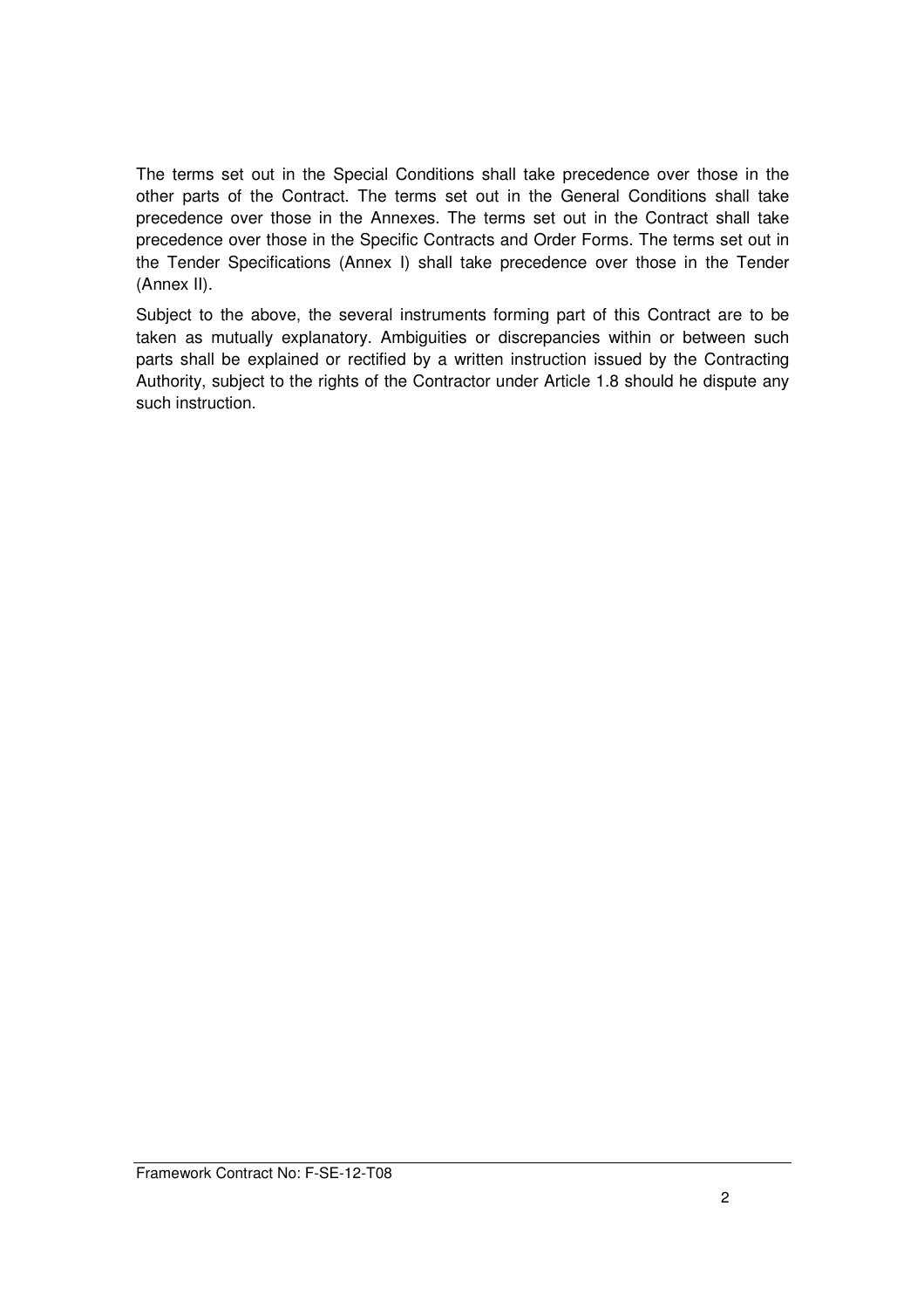The terms set out in the Special Conditions shall take precedence over those in the other parts of the Contract. The terms set out in the General Conditions shall take precedence over those in the Annexes. The terms set out in the Contract shall take precedence over those in the Specific Contracts and Order Forms. The terms set out in the Tender Specifications (Annex I) shall take precedence over those in the Tender (Annex II).

Subject to the above, the several instruments forming part of this Contract are to be taken as mutually explanatory. Ambiguities or discrepancies within or between such parts shall be explained or rectified by a written instruction issued by the Contracting Authority, subject to the rights of the Contractor under Article 1.8 should he dispute any such instruction.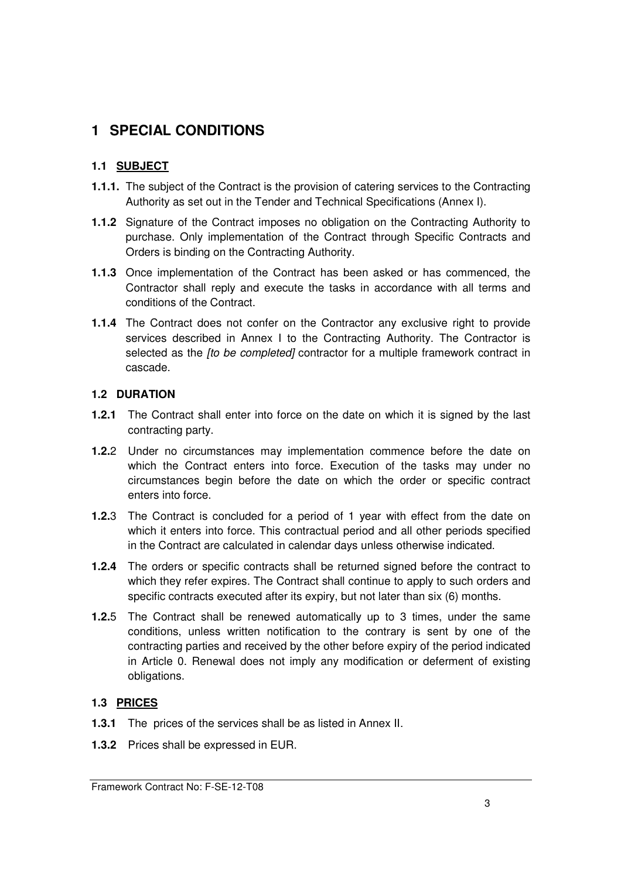# 1 SPECIAL CONDITIONS

## 1.1 SUBJECT

**1.1.1.** The subject of the Contract is the provision of catering services to the Contracting Authority as set out in the Tender and Technical Specifications (Annex I).

**1.1.2** Signature of the Contract imposes no obligation on the Contracting Authority to purchase. Only implementation of the Contract through Specific Contracts and Orders is binding on the Contracting Authority.

**1.1.3** Once implementation of the Contract has been asked or has commenced, the Contractor shall reply and execute the tasks in accordance with all terms and conditions of the Contract.

**1.1.4** The Contract does not confer on the Contractor any exclusive right to provide services described in Annex I to the Contracting Authority. The Contractor is selected as the *[to be completed]* contractor for a multiple framework contract in cascade.

## 1.2 DURATION

**1.2.1** The Contract shall enter into force on the date on which it is signed by the last contracting party.

**1.2.**2 Under no circumstances may implementation commence before the date on which the Contract enters into force. Execution of the tasks may under no circumstances begin before the date on which the order or specific contract enters into force.

**1.2.**3 The Contract is concluded for a period of 1 year with effect from the date on which it enters into force. This contractual period and all other periods specified in the Contract are calculated in calendar days unless otherwise indicated.

**1.2.4** The orders or specific contracts shall be returned signed before the contract to which they refer expires. The Contract shall continue to apply to such orders and specific contracts executed after its expiry, but not later than six (6) months.

**1.2.**5 The Contract shall be renewed automatically up to 3 times, under the same conditions, unless written notification to the contrary is sent by one of the contracting parties and received by the other before expiry of the period indicated in Article 0. Renewal does not imply any modification or deferment of existing obligations.

## 1.3 PRICES

**1.3.1** The prices of the services shall be as listed in Annex II.

**1.3.2** Prices shall be expressed in EUR.

Framework Contract No: F-SE-12-T08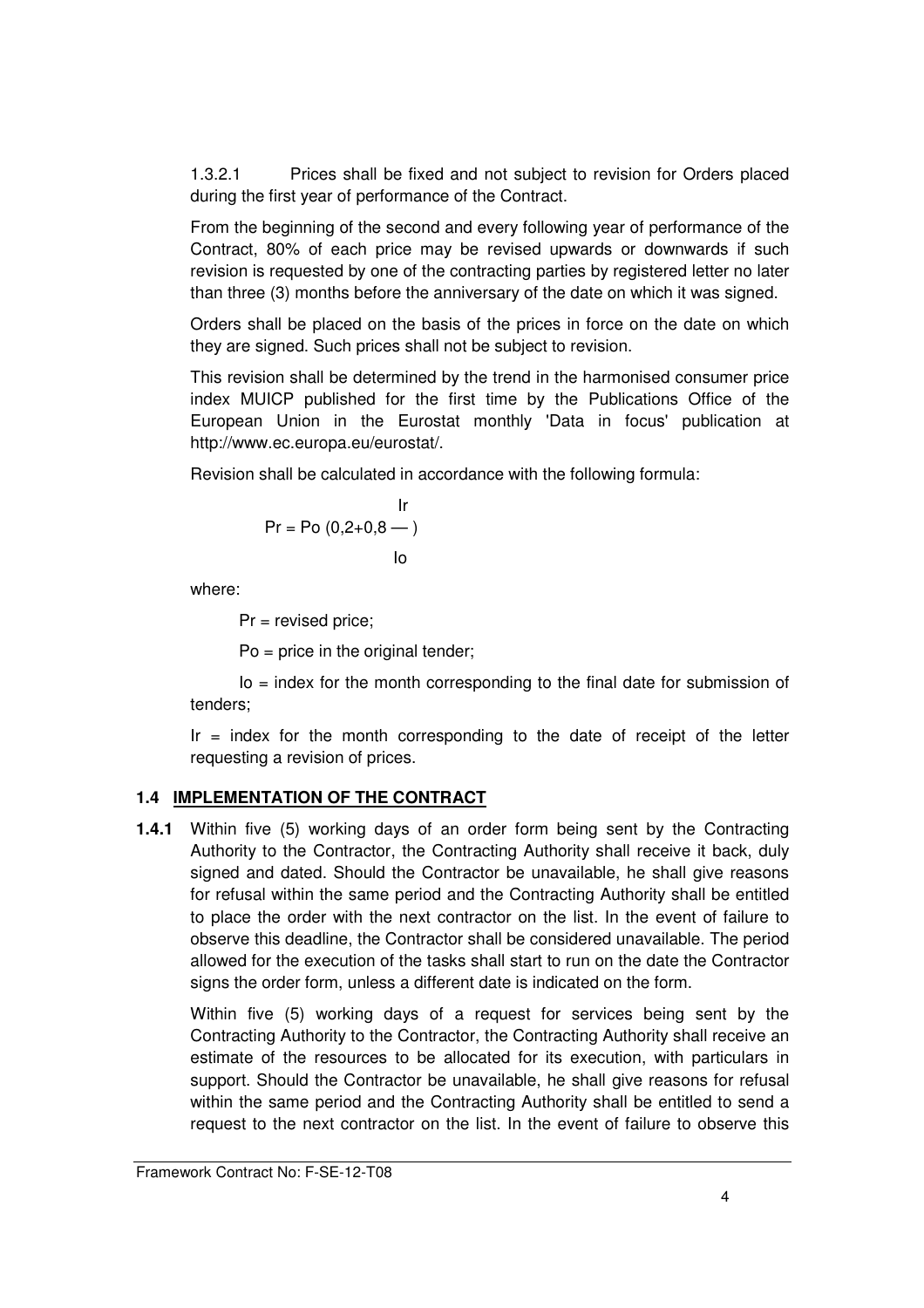1.3.2.1 Prices shall be fixed and not subject to revision for Orders placed during the first year of performance of the Contract.

From the beginning of the second and every following year of performance of the Contract, 80% of each price may be revised upwards or downwards if such revision is requested by one of the contracting parties by registered letter no later than three (3) months before the anniversary of the date on which it was signed.

Orders shall be placed on the basis of the prices in force on the date on which they are signed. Such prices shall not be subject to revision.

This revision shall be determined by the trend in the harmonised consumer price index MUICP published for the first time by the Publications Office of the European Union in the Eurostat monthly 'Data in focus' publication at http://www.ec.europa.eu/eurostat/.

Revision shall be calculated in accordance with the following formula:

$$Pr = Po\left(0{,}2 + 0{,}8\,\frac{Ir}{Io}\right)$$

where:

Pr = revised price;

Po = price in the original tender;

Io = index for the month corresponding to the final date for submission of tenders;

Ir = index for the month corresponding to the date of receipt of the letter requesting a revision of prices.

## 1.4 IMPLEMENTATION OF THE CONTRACT

**1.4.1** Within five (5) working days of an order form being sent by the Contracting Authority to the Contractor, the Contracting Authority shall receive it back, duly signed and dated. Should the Contractor be unavailable, he shall give reasons for refusal within the same period and the Contracting Authority shall be entitled to place the order with the next contractor on the list. In the event of failure to observe this deadline, the Contractor shall be considered unavailable. The period allowed for the execution of the tasks shall start to run on the date the Contractor signs the order form, unless a different date is indicated on the form.

Within five (5) working days of a request for services being sent by the Contracting Authority to the Contractor, the Contracting Authority shall receive an estimate of the resources to be allocated for its execution, with particulars in support. Should the Contractor be unavailable, he shall give reasons for refusal within the same period and the Contracting Authority shall be entitled to send a request to the next contractor on the list. In the event of failure to observe this

Framework Contract No: F-SE-12-T08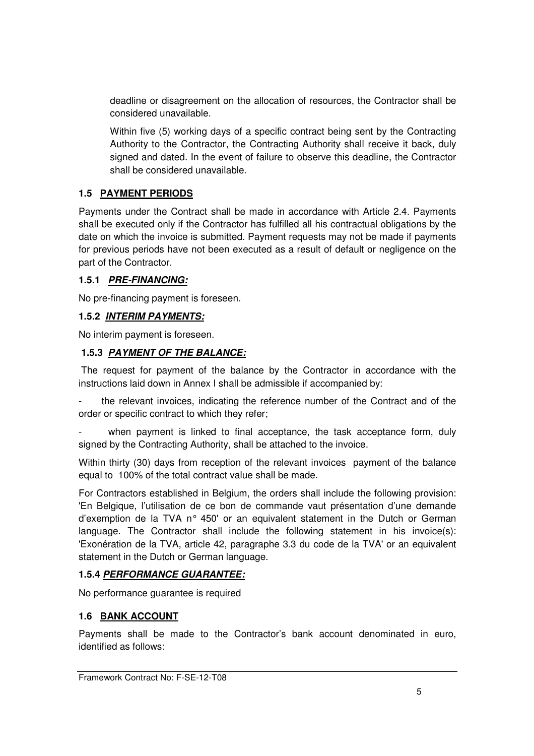deadline or disagreement on the allocation of resources, the Contractor shall be considered unavailable.

Within five (5) working days of a specific contract being sent by the Contracting Authority to the Contractor, the Contracting Authority shall receive it back, duly signed and dated. In the event of failure to observe this deadline, the Contractor shall be considered unavailable.

### 1.5 PAYMENT PERIODS

Payments under the Contract shall be made in accordance with Article 2.4. Payments shall be executed only if the Contractor has fulfilled all his contractual obligations by the date on which the invoice is submitted. Payment requests may not be made if payments for previous periods have not been executed as a result of default or negligence on the part of the Contractor.

#### 1.5.1 *PRE-FINANCING:*

No pre-financing payment is foreseen.

#### 1.5.2 *INTERIM PAYMENTS:*

No interim payment is foreseen.

#### 1.5.3 *PAYMENT OF THE BALANCE:*

The request for payment of the balance by the Contractor in accordance with the instructions laid down in Annex I shall be admissible if accompanied by:

- the relevant invoices, indicating the reference number of the Contract and of the order or specific contract to which they refer;
- when payment is linked to final acceptance, the task acceptance form, duly signed by the Contracting Authority, shall be attached to the invoice.

Within thirty (30) days from reception of the relevant invoices payment of the balance equal to 100% of the total contract value shall be made.

For Contractors established in Belgium, the orders shall include the following provision: 'En Belgique, l'utilisation de ce bon de commande vaut présentation d'une demande d'exemption de la TVA n° 450' or an equivalent statement in the Dutch or German language. The Contractor shall include the following statement in his invoice(s): 'Exonération de la TVA, article 42, paragraphe 3.3 du code de la TVA' or an equivalent statement in the Dutch or German language.

#### 1.5.4 *PERFORMANCE GUARANTEE:*

No performance guarantee is required

### 1.6 BANK ACCOUNT

Payments shall be made to the Contractor's bank account denominated in euro, identified as follows:

Framework Contract No: F-SE-12-T08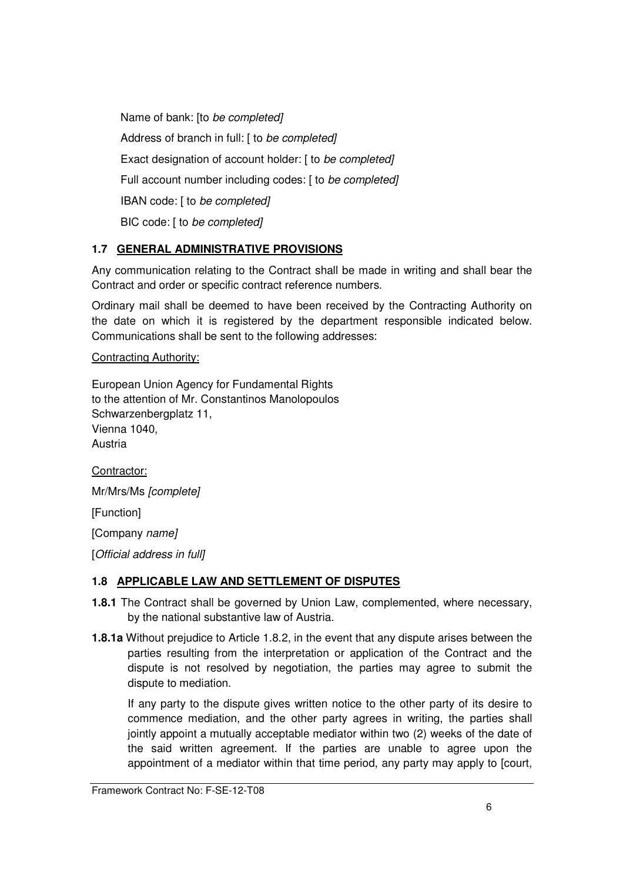Name of bank: [to *be completed]*

Address of branch in full: [ to *be completed]*

Exact designation of account holder: [ to *be completed]*

Full account number including codes: [ to *be completed]*

IBAN code: [ to *be completed]*

BIC code: [ to *be completed]*

## 1.7 GENERAL ADMINISTRATIVE PROVISIONS

Any communication relating to the Contract shall be made in writing and shall bear the Contract and order or specific contract reference numbers.

Ordinary mail shall be deemed to have been received by the Contracting Authority on the date on which it is registered by the department responsible indicated below. Communications shall be sent to the following addresses:

Contracting Authority:

European Union Agency for Fundamental Rights
to the attention of Mr. Constantinos Manolopoulos
Schwarzenbergplatz 11,
Vienna 1040,
Austria

Contractor:

Mr/Mrs/Ms *[complete]*

[Function]

[Company *name]*

[*Official address in full]*

## 1.8 APPLICABLE LAW AND SETTLEMENT OF DISPUTES

**1.8.1** The Contract shall be governed by Union Law, complemented, where necessary, by the national substantive law of Austria.

**1.8.1a** Without prejudice to Article 1.8.2, in the event that any dispute arises between the parties resulting from the interpretation or application of the Contract and the dispute is not resolved by negotiation, the parties may agree to submit the dispute to mediation.

If any party to the dispute gives written notice to the other party of its desire to commence mediation, and the other party agrees in writing, the parties shall jointly appoint a mutually acceptable mediator within two (2) weeks of the date of the said written agreement. If the parties are unable to agree upon the appointment of a mediator within that time period, any party may apply to [court,

Framework Contract No: F-SE-12-T08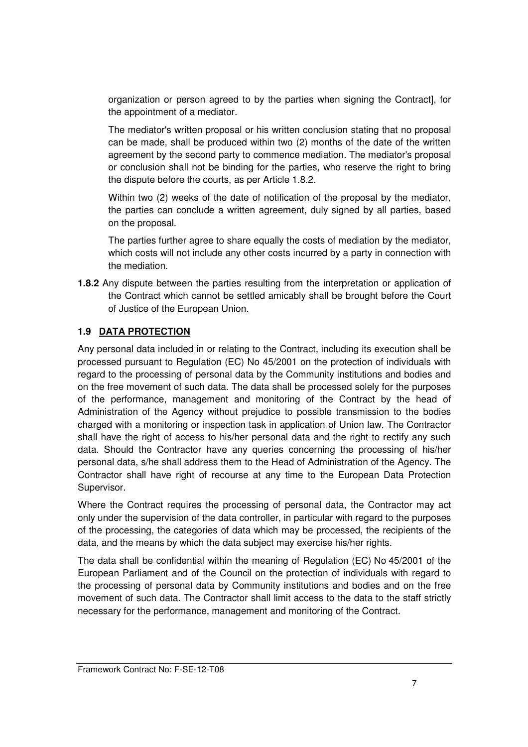organization or person agreed to by the parties when signing the Contract], for the appointment of a mediator.

The mediator's written proposal or his written conclusion stating that no proposal can be made, shall be produced within two (2) months of the date of the written agreement by the second party to commence mediation. The mediator's proposal or conclusion shall not be binding for the parties, who reserve the right to bring the dispute before the courts, as per Article 1.8.2.

Within two (2) weeks of the date of notification of the proposal by the mediator, the parties can conclude a written agreement, duly signed by all parties, based on the proposal.

The parties further agree to share equally the costs of mediation by the mediator, which costs will not include any other costs incurred by a party in connection with the mediation.

**1.8.2** Any dispute between the parties resulting from the interpretation or application of the Contract which cannot be settled amicably shall be brought before the Court of Justice of the European Union.

## 1.9 DATA PROTECTION

Any personal data included in or relating to the Contract, including its execution shall be processed pursuant to Regulation (EC) No 45/2001 on the protection of individuals with regard to the processing of personal data by the Community institutions and bodies and on the free movement of such data. The data shall be processed solely for the purposes of the performance, management and monitoring of the Contract by the head of Administration of the Agency without prejudice to possible transmission to the bodies charged with a monitoring or inspection task in application of Union law. The Contractor shall have the right of access to his/her personal data and the right to rectify any such data. Should the Contractor have any queries concerning the processing of his/her personal data, s/he shall address them to the Head of Administration of the Agency. The Contractor shall have right of recourse at any time to the European Data Protection Supervisor.

Where the Contract requires the processing of personal data, the Contractor may act only under the supervision of the data controller, in particular with regard to the purposes of the processing, the categories of data which may be processed, the recipients of the data, and the means by which the data subject may exercise his/her rights.

The data shall be confidential within the meaning of Regulation (EC) No 45/2001 of the European Parliament and of the Council on the protection of individuals with regard to the processing of personal data by Community institutions and bodies and on the free movement of such data. The Contractor shall limit access to the data to the staff strictly necessary for the performance, management and monitoring of the Contract.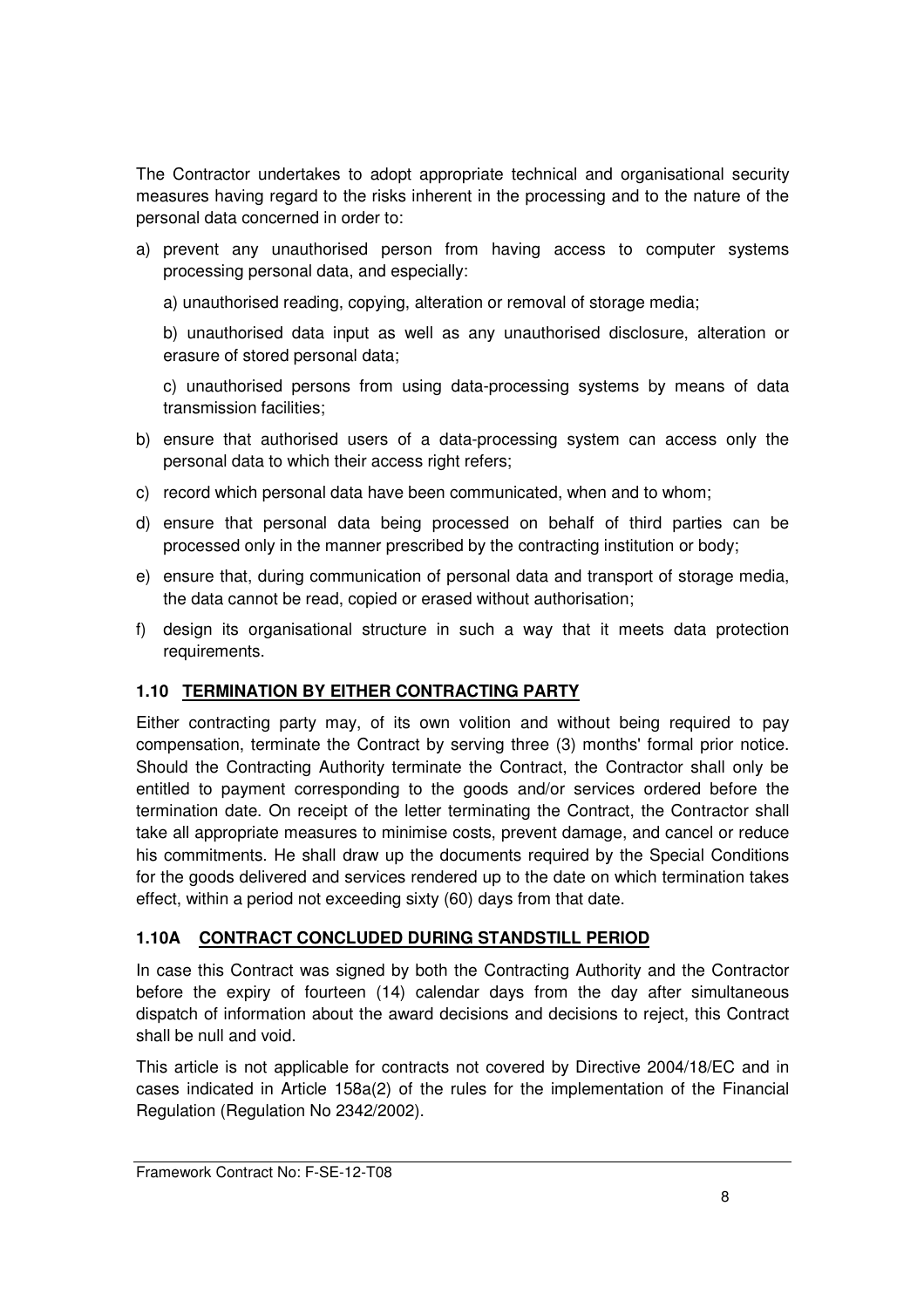The Contractor undertakes to adopt appropriate technical and organisational security measures having regard to the risks inherent in the processing and to the nature of the personal data concerned in order to:

a) prevent any unauthorised person from having access to computer systems processing personal data, and especially:

    a) unauthorised reading, copying, alteration or removal of storage media;

    b) unauthorised data input as well as any unauthorised disclosure, alteration or erasure of stored personal data;

    c) unauthorised persons from using data-processing systems by means of data transmission facilities;

b) ensure that authorised users of a data-processing system can access only the personal data to which their access right refers;

c) record which personal data have been communicated, when and to whom;

d) ensure that personal data being processed on behalf of third parties can be processed only in the manner prescribed by the contracting institution or body;

e) ensure that, during communication of personal data and transport of storage media, the data cannot be read, copied or erased without authorisation;

f) design its organisational structure in such a way that it meets data protection requirements.

### 1.10 TERMINATION BY EITHER CONTRACTING PARTY

Either contracting party may, of its own volition and without being required to pay compensation, terminate the Contract by serving three (3) months' formal prior notice. Should the Contracting Authority terminate the Contract, the Contractor shall only be entitled to payment corresponding to the goods and/or services ordered before the termination date. On receipt of the letter terminating the Contract, the Contractor shall take all appropriate measures to minimise costs, prevent damage, and cancel or reduce his commitments. He shall draw up the documents required by the Special Conditions for the goods delivered and services rendered up to the date on which termination takes effect, within a period not exceeding sixty (60) days from that date.

### 1.10A CONTRACT CONCLUDED DURING STANDSTILL PERIOD

In case this Contract was signed by both the Contracting Authority and the Contractor before the expiry of fourteen (14) calendar days from the day after simultaneous dispatch of information about the award decisions and decisions to reject, this Contract shall be null and void.

This article is not applicable for contracts not covered by Directive 2004/18/EC and in cases indicated in Article 158a(2) of the rules for the implementation of the Financial Regulation (Regulation No 2342/2002).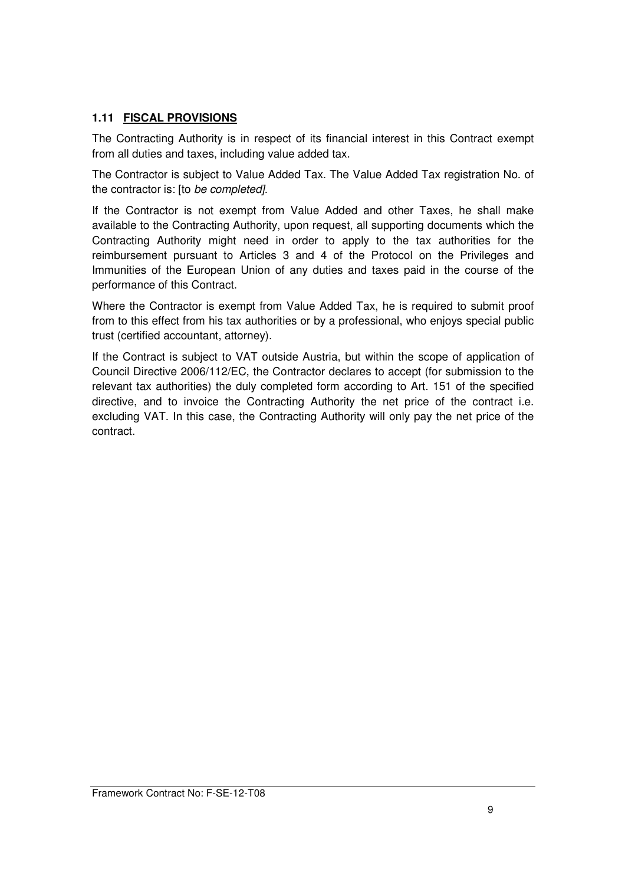### 1.11 **FISCAL PROVISIONS**

The Contracting Authority is in respect of its financial interest in this Contract exempt from all duties and taxes, including value added tax.

The Contractor is subject to Value Added Tax. The Value Added Tax registration No. of the contractor is: [to *be completed]*.

If the Contractor is not exempt from Value Added and other Taxes, he shall make available to the Contracting Authority, upon request, all supporting documents which the Contracting Authority might need in order to apply to the tax authorities for the reimbursement pursuant to Articles 3 and 4 of the Protocol on the Privileges and Immunities of the European Union of any duties and taxes paid in the course of the performance of this Contract.

Where the Contractor is exempt from Value Added Tax, he is required to submit proof from to this effect from his tax authorities or by a professional, who enjoys special public trust (certified accountant, attorney).

If the Contract is subject to VAT outside Austria, but within the scope of application of Council Directive 2006/112/EC, the Contractor declares to accept (for submission to the relevant tax authorities) the duly completed form according to Art. 151 of the specified directive, and to invoice the Contracting Authority the net price of the contract i.e. excluding VAT. In this case, the Contracting Authority will only pay the net price of the contract.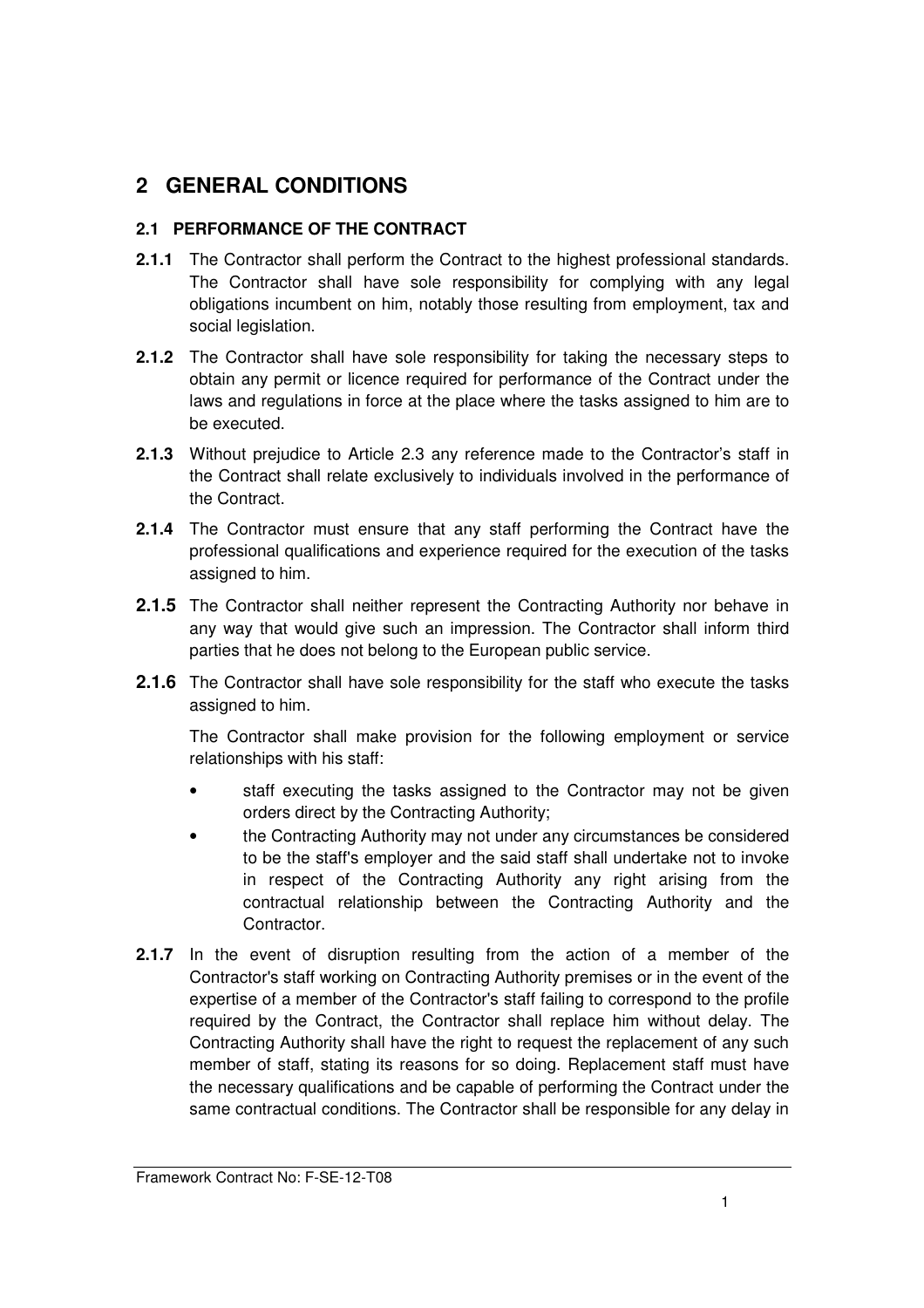# 2 GENERAL CONDITIONS

## 2.1 PERFORMANCE OF THE CONTRACT

**2.1.1** The Contractor shall perform the Contract to the highest professional standards. The Contractor shall have sole responsibility for complying with any legal obligations incumbent on him, notably those resulting from employment, tax and social legislation.

**2.1.2** The Contractor shall have sole responsibility for taking the necessary steps to obtain any permit or licence required for performance of the Contract under the laws and regulations in force at the place where the tasks assigned to him are to be executed.

**2.1.3** Without prejudice to Article 2.3 any reference made to the Contractor's staff in the Contract shall relate exclusively to individuals involved in the performance of the Contract.

**2.1.4** The Contractor must ensure that any staff performing the Contract have the professional qualifications and experience required for the execution of the tasks assigned to him.

**2.1.5** The Contractor shall neither represent the Contracting Authority nor behave in any way that would give such an impression. The Contractor shall inform third parties that he does not belong to the European public service.

**2.1.6** The Contractor shall have sole responsibility for the staff who execute the tasks assigned to him.

The Contractor shall make provision for the following employment or service relationships with his staff:

- staff executing the tasks assigned to the Contractor may not be given orders direct by the Contracting Authority;
- the Contracting Authority may not under any circumstances be considered to be the staff's employer and the said staff shall undertake not to invoke in respect of the Contracting Authority any right arising from the contractual relationship between the Contracting Authority and the Contractor.

**2.1.7** In the event of disruption resulting from the action of a member of the Contractor's staff working on Contracting Authority premises or in the event of the expertise of a member of the Contractor's staff failing to correspond to the profile required by the Contract, the Contractor shall replace him without delay. The Contracting Authority shall have the right to request the replacement of any such member of staff, stating its reasons for so doing. Replacement staff must have the necessary qualifications and be capable of performing the Contract under the same contractual conditions. The Contractor shall be responsible for any delay in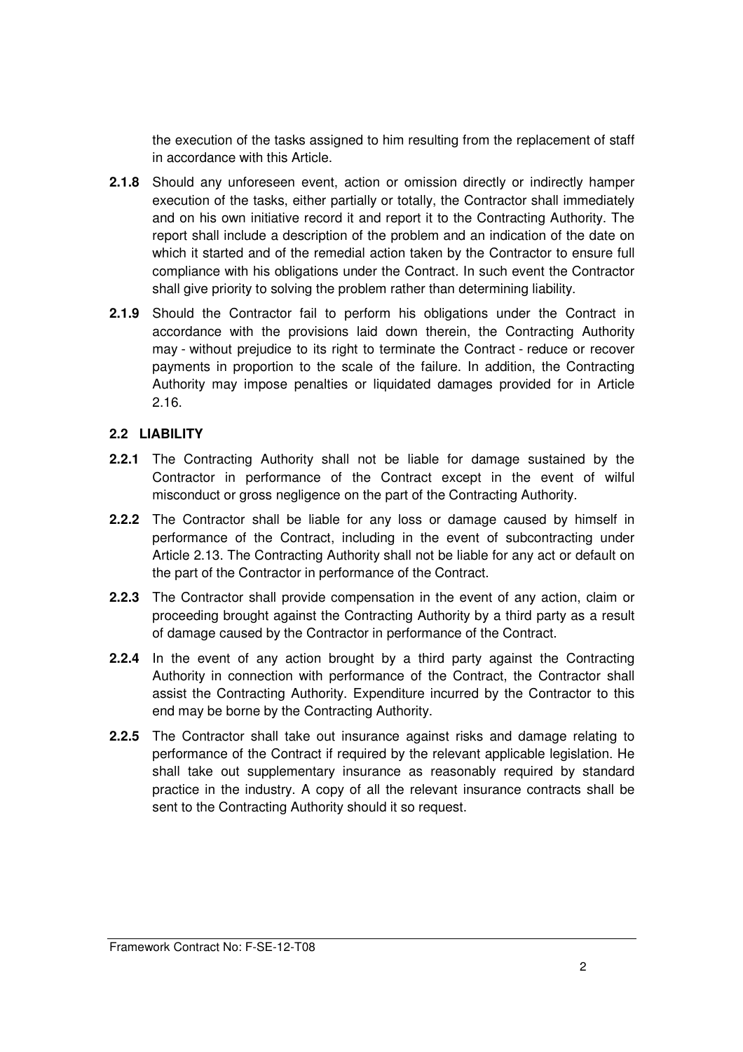the execution of the tasks assigned to him resulting from the replacement of staff in accordance with this Article.

**2.1.8** Should any unforeseen event, action or omission directly or indirectly hamper execution of the tasks, either partially or totally, the Contractor shall immediately and on his own initiative record it and report it to the Contracting Authority. The report shall include a description of the problem and an indication of the date on which it started and of the remedial action taken by the Contractor to ensure full compliance with his obligations under the Contract. In such event the Contractor shall give priority to solving the problem rather than determining liability.

**2.1.9** Should the Contractor fail to perform his obligations under the Contract in accordance with the provisions laid down therein, the Contracting Authority may - without prejudice to its right to terminate the Contract - reduce or recover payments in proportion to the scale of the failure. In addition, the Contracting Authority may impose penalties or liquidated damages provided for in Article 2.16.

### 2.2 LIABILITY

**2.2.1** The Contracting Authority shall not be liable for damage sustained by the Contractor in performance of the Contract except in the event of wilful misconduct or gross negligence on the part of the Contracting Authority.

**2.2.2** The Contractor shall be liable for any loss or damage caused by himself in performance of the Contract, including in the event of subcontracting under Article 2.13. The Contracting Authority shall not be liable for any act or default on the part of the Contractor in performance of the Contract.

**2.2.3** The Contractor shall provide compensation in the event of any action, claim or proceeding brought against the Contracting Authority by a third party as a result of damage caused by the Contractor in performance of the Contract.

**2.2.4** In the event of any action brought by a third party against the Contracting Authority in connection with performance of the Contract, the Contractor shall assist the Contracting Authority. Expenditure incurred by the Contractor to this end may be borne by the Contracting Authority.

**2.2.5** The Contractor shall take out insurance against risks and damage relating to performance of the Contract if required by the relevant applicable legislation. He shall take out supplementary insurance as reasonably required by standard practice in the industry. A copy of all the relevant insurance contracts shall be sent to the Contracting Authority should it so request.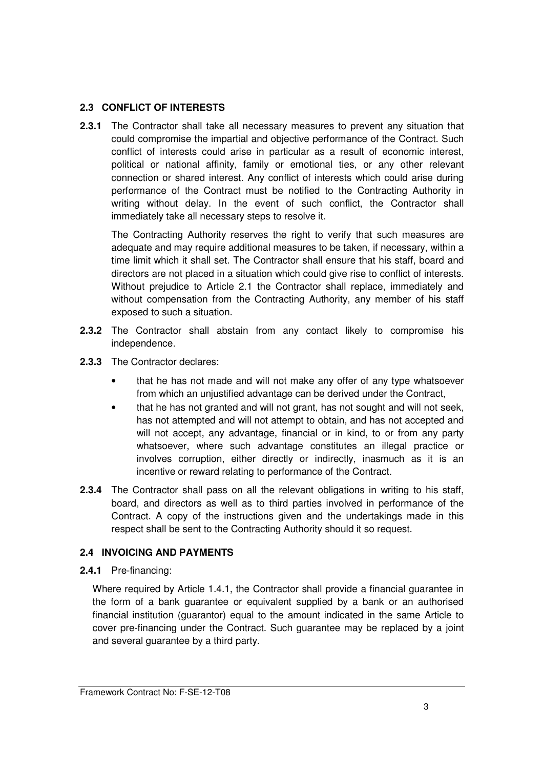### 2.3 CONFLICT OF INTERESTS

**2.3.1** The Contractor shall take all necessary measures to prevent any situation that could compromise the impartial and objective performance of the Contract. Such conflict of interests could arise in particular as a result of economic interest, political or national affinity, family or emotional ties, or any other relevant connection or shared interest. Any conflict of interests which could arise during performance of the Contract must be notified to the Contracting Authority in writing without delay. In the event of such conflict, the Contractor shall immediately take all necessary steps to resolve it.

The Contracting Authority reserves the right to verify that such measures are adequate and may require additional measures to be taken, if necessary, within a time limit which it shall set. The Contractor shall ensure that his staff, board and directors are not placed in a situation which could give rise to conflict of interests. Without prejudice to Article 2.1 the Contractor shall replace, immediately and without compensation from the Contracting Authority, any member of his staff exposed to such a situation.

**2.3.2** The Contractor shall abstain from any contact likely to compromise his independence.

**2.3.3** The Contractor declares:

- that he has not made and will not make any offer of any type whatsoever from which an unjustified advantage can be derived under the Contract,
- that he has not granted and will not grant, has not sought and will not seek, has not attempted and will not attempt to obtain, and has not accepted and will not accept, any advantage, financial or in kind, to or from any party whatsoever, where such advantage constitutes an illegal practice or involves corruption, either directly or indirectly, inasmuch as it is an incentive or reward relating to performance of the Contract.

**2.3.4** The Contractor shall pass on all the relevant obligations in writing to his staff, board, and directors as well as to third parties involved in performance of the Contract. A copy of the instructions given and the undertakings made in this respect shall be sent to the Contracting Authority should it so request.

### 2.4 INVOICING AND PAYMENTS

**2.4.1** Pre-financing:

Where required by Article 1.4.1, the Contractor shall provide a financial guarantee in the form of a bank guarantee or equivalent supplied by a bank or an authorised financial institution (guarantor) equal to the amount indicated in the same Article to cover pre-financing under the Contract. Such guarantee may be replaced by a joint and several guarantee by a third party.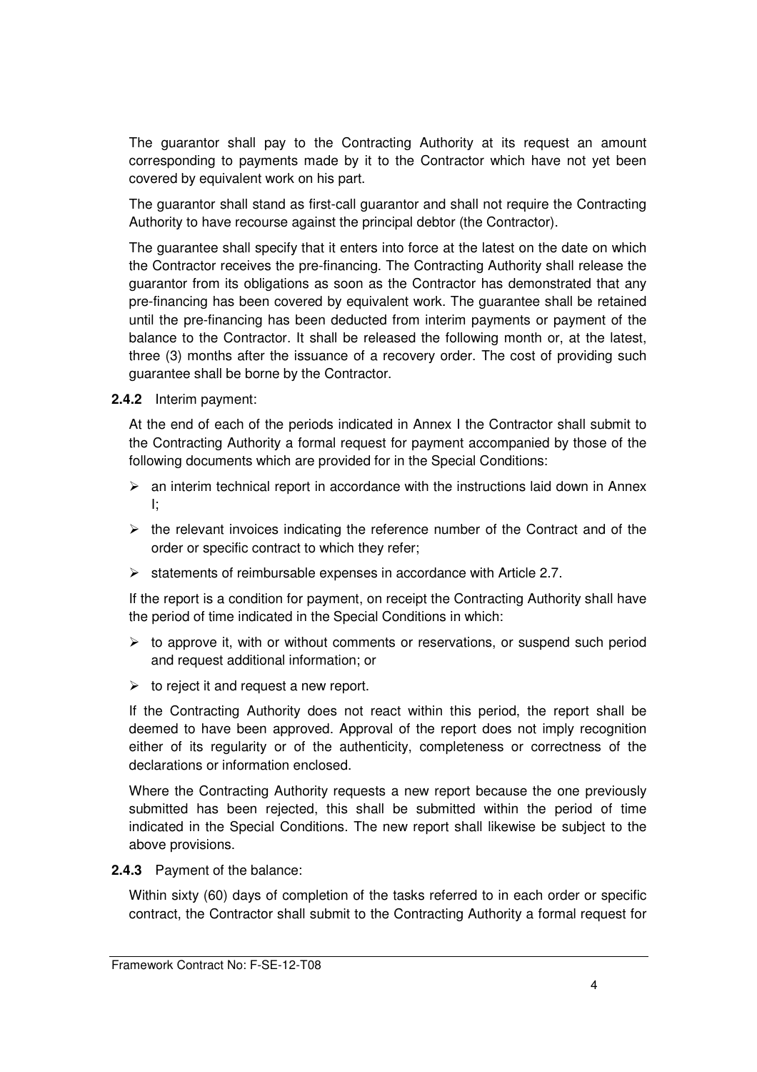The guarantor shall pay to the Contracting Authority at its request an amount corresponding to payments made by it to the Contractor which have not yet been covered by equivalent work on his part.

The guarantor shall stand as first-call guarantor and shall not require the Contracting Authority to have recourse against the principal debtor (the Contractor).

The guarantee shall specify that it enters into force at the latest on the date on which the Contractor receives the pre-financing. The Contracting Authority shall release the guarantor from its obligations as soon as the Contractor has demonstrated that any pre-financing has been covered by equivalent work. The guarantee shall be retained until the pre-financing has been deducted from interim payments or payment of the balance to the Contractor. It shall be released the following month or, at the latest, three (3) months after the issuance of a recovery order. The cost of providing such guarantee shall be borne by the Contractor.

**2.4.2** Interim payment:

At the end of each of the periods indicated in Annex I the Contractor shall submit to the Contracting Authority a formal request for payment accompanied by those of the following documents which are provided for in the Special Conditions:

- an interim technical report in accordance with the instructions laid down in Annex I;
- the relevant invoices indicating the reference number of the Contract and of the order or specific contract to which they refer;
- statements of reimbursable expenses in accordance with Article 2.7.

If the report is a condition for payment, on receipt the Contracting Authority shall have the period of time indicated in the Special Conditions in which:

- to approve it, with or without comments or reservations, or suspend such period and request additional information; or
- to reject it and request a new report.

If the Contracting Authority does not react within this period, the report shall be deemed to have been approved. Approval of the report does not imply recognition either of its regularity or of the authenticity, completeness or correctness of the declarations or information enclosed.

Where the Contracting Authority requests a new report because the one previously submitted has been rejected, this shall be submitted within the period of time indicated in the Special Conditions. The new report shall likewise be subject to the above provisions.

**2.4.3** Payment of the balance:

Within sixty (60) days of completion of the tasks referred to in each order or specific contract, the Contractor shall submit to the Contracting Authority a formal request for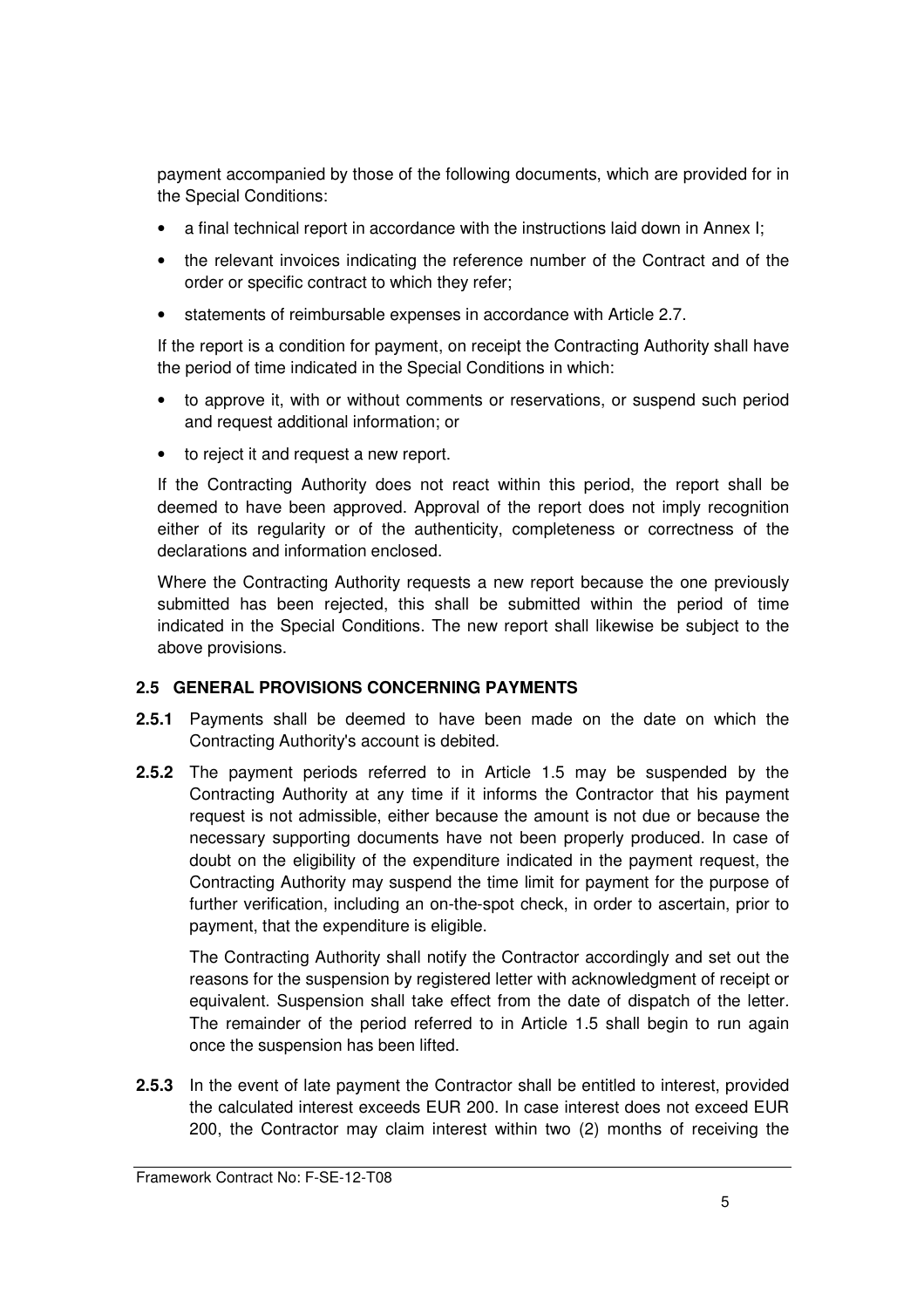payment accompanied by those of the following documents, which are provided for in the Special Conditions:

- a final technical report in accordance with the instructions laid down in Annex I;
- the relevant invoices indicating the reference number of the Contract and of the order or specific contract to which they refer;
- statements of reimbursable expenses in accordance with Article 2.7.

If the report is a condition for payment, on receipt the Contracting Authority shall have the period of time indicated in the Special Conditions in which:

- to approve it, with or without comments or reservations, or suspend such period and request additional information; or
- to reject it and request a new report.

If the Contracting Authority does not react within this period, the report shall be deemed to have been approved. Approval of the report does not imply recognition either of its regularity or of the authenticity, completeness or correctness of the declarations and information enclosed.

Where the Contracting Authority requests a new report because the one previously submitted has been rejected, this shall be submitted within the period of time indicated in the Special Conditions. The new report shall likewise be subject to the above provisions.

### 2.5 GENERAL PROVISIONS CONCERNING PAYMENTS

**2.5.1** Payments shall be deemed to have been made on the date on which the Contracting Authority's account is debited.

**2.5.2** The payment periods referred to in Article 1.5 may be suspended by the Contracting Authority at any time if it informs the Contractor that his payment request is not admissible, either because the amount is not due or because the necessary supporting documents have not been properly produced. In case of doubt on the eligibility of the expenditure indicated in the payment request, the Contracting Authority may suspend the time limit for payment for the purpose of further verification, including an on-the-spot check, in order to ascertain, prior to payment, that the expenditure is eligible.

The Contracting Authority shall notify the Contractor accordingly and set out the reasons for the suspension by registered letter with acknowledgment of receipt or equivalent. Suspension shall take effect from the date of dispatch of the letter. The remainder of the period referred to in Article 1.5 shall begin to run again once the suspension has been lifted.

**2.5.3** In the event of late payment the Contractor shall be entitled to interest, provided the calculated interest exceeds EUR 200. In case interest does not exceed EUR 200, the Contractor may claim interest within two (2) months of receiving the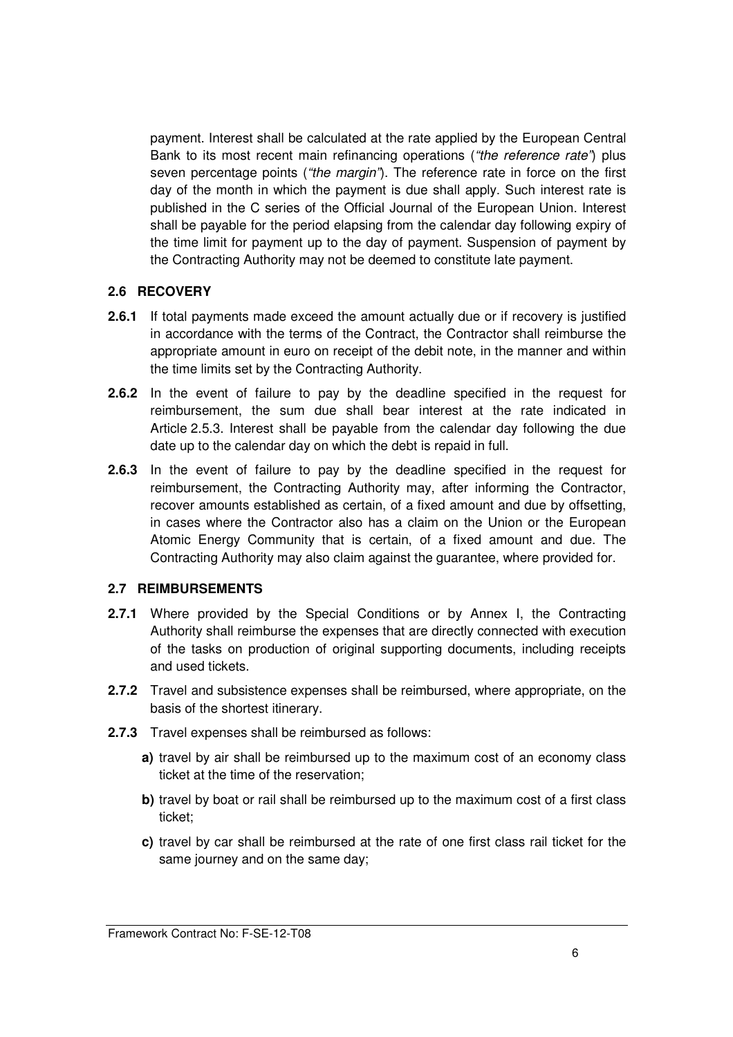payment. Interest shall be calculated at the rate applied by the European Central Bank to its most recent main refinancing operations (*"the reference rate"*) plus seven percentage points (*"the margin"*). The reference rate in force on the first day of the month in which the payment is due shall apply. Such interest rate is published in the C series of the Official Journal of the European Union. Interest shall be payable for the period elapsing from the calendar day following expiry of the time limit for payment up to the day of payment. Suspension of payment by the Contracting Authority may not be deemed to constitute late payment.

### 2.6 RECOVERY

**2.6.1** If total payments made exceed the amount actually due or if recovery is justified in accordance with the terms of the Contract, the Contractor shall reimburse the appropriate amount in euro on receipt of the debit note, in the manner and within the time limits set by the Contracting Authority.

**2.6.2** In the event of failure to pay by the deadline specified in the request for reimbursement, the sum due shall bear interest at the rate indicated in Article 2.5.3. Interest shall be payable from the calendar day following the due date up to the calendar day on which the debt is repaid in full.

**2.6.3** In the event of failure to pay by the deadline specified in the request for reimbursement, the Contracting Authority may, after informing the Contractor, recover amounts established as certain, of a fixed amount and due by offsetting, in cases where the Contractor also has a claim on the Union or the European Atomic Energy Community that is certain, of a fixed amount and due. The Contracting Authority may also claim against the guarantee, where provided for.

### 2.7 REIMBURSEMENTS

**2.7.1** Where provided by the Special Conditions or by Annex I, the Contracting Authority shall reimburse the expenses that are directly connected with execution of the tasks on production of original supporting documents, including receipts and used tickets.

**2.7.2** Travel and subsistence expenses shall be reimbursed, where appropriate, on the basis of the shortest itinerary.

**2.7.3** Travel expenses shall be reimbursed as follows:

**a)** travel by air shall be reimbursed up to the maximum cost of an economy class ticket at the time of the reservation;

**b)** travel by boat or rail shall be reimbursed up to the maximum cost of a first class ticket;

**c)** travel by car shall be reimbursed at the rate of one first class rail ticket for the same journey and on the same day;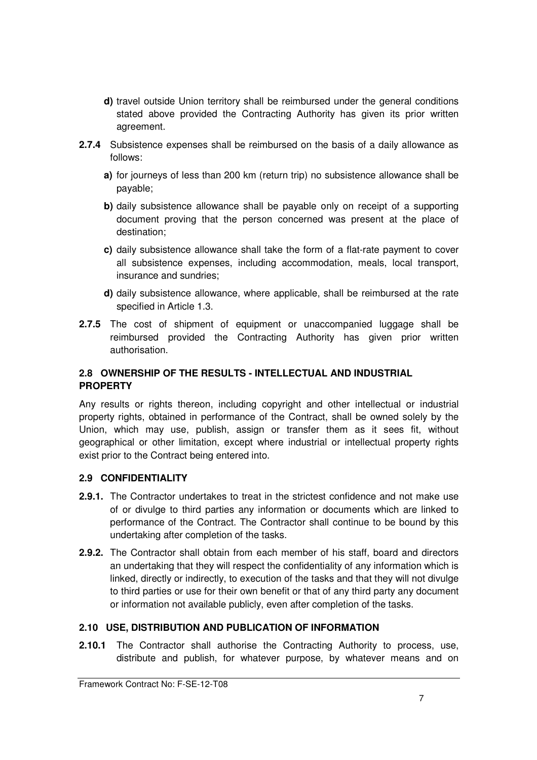**d)** travel outside Union territory shall be reimbursed under the general conditions stated above provided the Contracting Authority has given its prior written agreement.

**2.7.4** Subsistence expenses shall be reimbursed on the basis of a daily allowance as follows:

**a)** for journeys of less than 200 km (return trip) no subsistence allowance shall be payable;

**b)** daily subsistence allowance shall be payable only on receipt of a supporting document proving that the person concerned was present at the place of destination;

**c)** daily subsistence allowance shall take the form of a flat-rate payment to cover all subsistence expenses, including accommodation, meals, local transport, insurance and sundries;

**d)** daily subsistence allowance, where applicable, shall be reimbursed at the rate specified in Article 1.3.

**2.7.5** The cost of shipment of equipment or unaccompanied luggage shall be reimbursed provided the Contracting Authority has given prior written authorisation.

### 2.8 OWNERSHIP OF THE RESULTS - INTELLECTUAL AND INDUSTRIAL PROPERTY

Any results or rights thereon, including copyright and other intellectual or industrial property rights, obtained in performance of the Contract, shall be owned solely by the Union, which may use, publish, assign or transfer them as it sees fit, without geographical or other limitation, except where industrial or intellectual property rights exist prior to the Contract being entered into.

### 2.9 CONFIDENTIALITY

**2.9.1.** The Contractor undertakes to treat in the strictest confidence and not make use of or divulge to third parties any information or documents which are linked to performance of the Contract. The Contractor shall continue to be bound by this undertaking after completion of the tasks.

**2.9.2.** The Contractor shall obtain from each member of his staff, board and directors an undertaking that they will respect the confidentiality of any information which is linked, directly or indirectly, to execution of the tasks and that they will not divulge to third parties or use for their own benefit or that of any third party any document or information not available publicly, even after completion of the tasks.

### 2.10 USE, DISTRIBUTION AND PUBLICATION OF INFORMATION

**2.10.1** The Contractor shall authorise the Contracting Authority to process, use, distribute and publish, for whatever purpose, by whatever means and on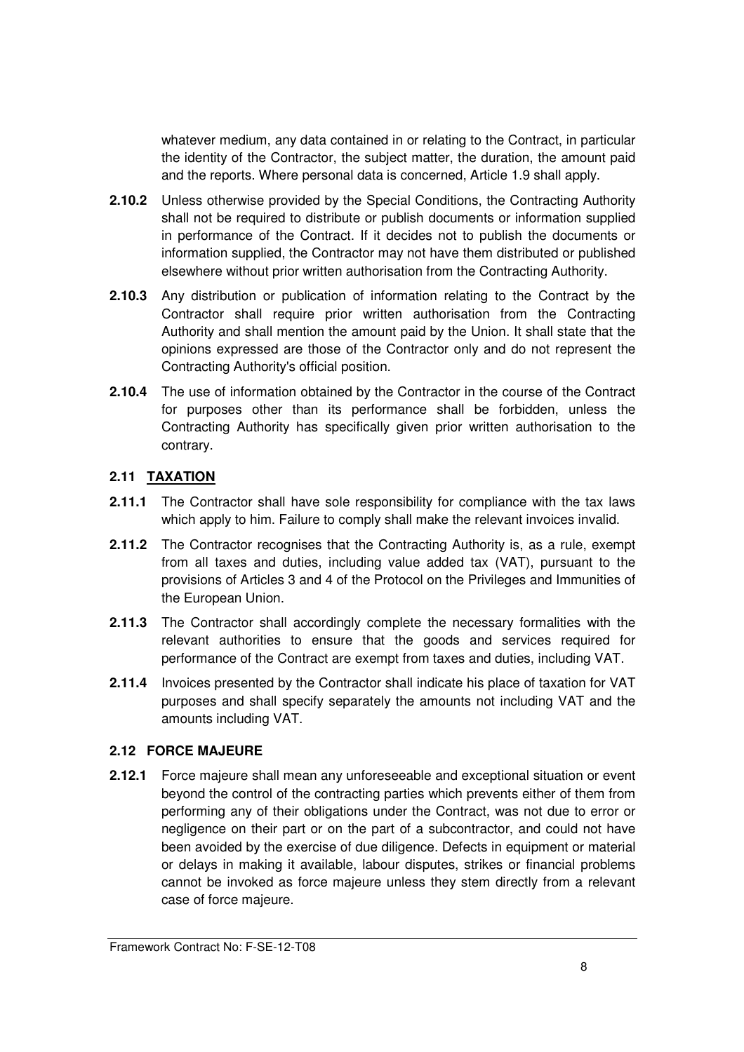whatever medium, any data contained in or relating to the Contract, in particular the identity of the Contractor, the subject matter, the duration, the amount paid and the reports. Where personal data is concerned, Article 1.9 shall apply.

**2.10.2** Unless otherwise provided by the Special Conditions, the Contracting Authority shall not be required to distribute or publish documents or information supplied in performance of the Contract. If it decides not to publish the documents or information supplied, the Contractor may not have them distributed or published elsewhere without prior written authorisation from the Contracting Authority.

**2.10.3** Any distribution or publication of information relating to the Contract by the Contractor shall require prior written authorisation from the Contracting Authority and shall mention the amount paid by the Union. It shall state that the opinions expressed are those of the Contractor only and do not represent the Contracting Authority's official position.

**2.10.4** The use of information obtained by the Contractor in the course of the Contract for purposes other than its performance shall be forbidden, unless the Contracting Authority has specifically given prior written authorisation to the contrary.

### 2.11 TAXATION

**2.11.1** The Contractor shall have sole responsibility for compliance with the tax laws which apply to him. Failure to comply shall make the relevant invoices invalid.

**2.11.2** The Contractor recognises that the Contracting Authority is, as a rule, exempt from all taxes and duties, including value added tax (VAT), pursuant to the provisions of Articles 3 and 4 of the Protocol on the Privileges and Immunities of the European Union.

**2.11.3** The Contractor shall accordingly complete the necessary formalities with the relevant authorities to ensure that the goods and services required for performance of the Contract are exempt from taxes and duties, including VAT.

**2.11.4** Invoices presented by the Contractor shall indicate his place of taxation for VAT purposes and shall specify separately the amounts not including VAT and the amounts including VAT.

### 2.12 FORCE MAJEURE

**2.12.1** Force majeure shall mean any unforeseeable and exceptional situation or event beyond the control of the contracting parties which prevents either of them from performing any of their obligations under the Contract, was not due to error or negligence on their part or on the part of a subcontractor, and could not have been avoided by the exercise of due diligence. Defects in equipment or material or delays in making it available, labour disputes, strikes or financial problems cannot be invoked as force majeure unless they stem directly from a relevant case of force majeure.

Framework Contract No: F-SE-12-T08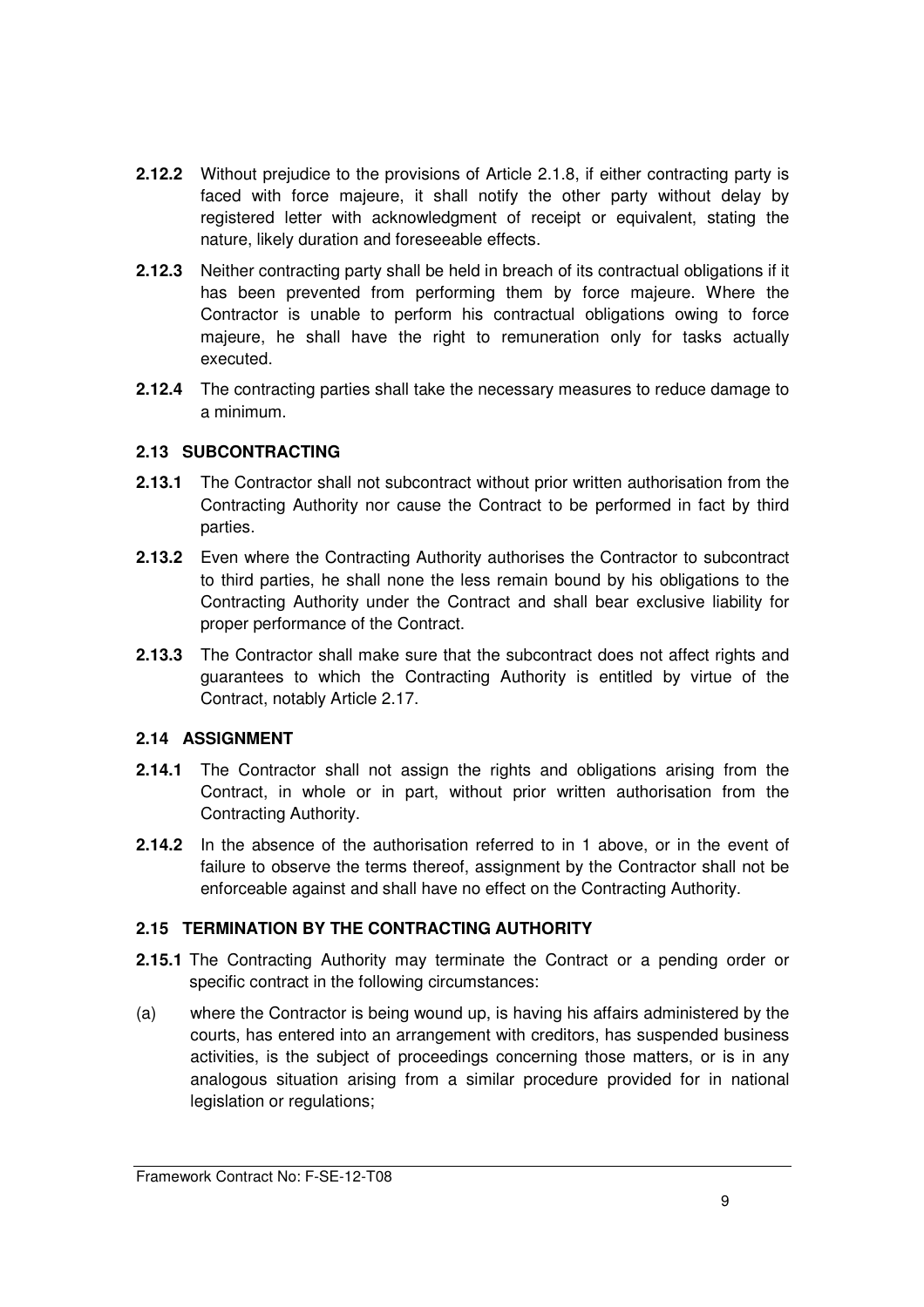**2.12.2** Without prejudice to the provisions of Article 2.1.8, if either contracting party is faced with force majeure, it shall notify the other party without delay by registered letter with acknowledgment of receipt or equivalent, stating the nature, likely duration and foreseeable effects.

**2.12.3** Neither contracting party shall be held in breach of its contractual obligations if it has been prevented from performing them by force majeure. Where the Contractor is unable to perform his contractual obligations owing to force majeure, he shall have the right to remuneration only for tasks actually executed.

**2.12.4** The contracting parties shall take the necessary measures to reduce damage to a minimum.

### 2.13 SUBCONTRACTING

**2.13.1** The Contractor shall not subcontract without prior written authorisation from the Contracting Authority nor cause the Contract to be performed in fact by third parties.

**2.13.2** Even where the Contracting Authority authorises the Contractor to subcontract to third parties, he shall none the less remain bound by his obligations to the Contracting Authority under the Contract and shall bear exclusive liability for proper performance of the Contract.

**2.13.3** The Contractor shall make sure that the subcontract does not affect rights and guarantees to which the Contracting Authority is entitled by virtue of the Contract, notably Article 2.17.

### 2.14 ASSIGNMENT

**2.14.1** The Contractor shall not assign the rights and obligations arising from the Contract, in whole or in part, without prior written authorisation from the Contracting Authority.

**2.14.2** In the absence of the authorisation referred to in 1 above, or in the event of failure to observe the terms thereof, assignment by the Contractor shall not be enforceable against and shall have no effect on the Contracting Authority.

### 2.15 TERMINATION BY THE CONTRACTING AUTHORITY

**2.15.1** The Contracting Authority may terminate the Contract or a pending order or specific contract in the following circumstances:

(a) where the Contractor is being wound up, is having his affairs administered by the courts, has entered into an arrangement with creditors, has suspended business activities, is the subject of proceedings concerning those matters, or is in any analogous situation arising from a similar procedure provided for in national legislation or regulations;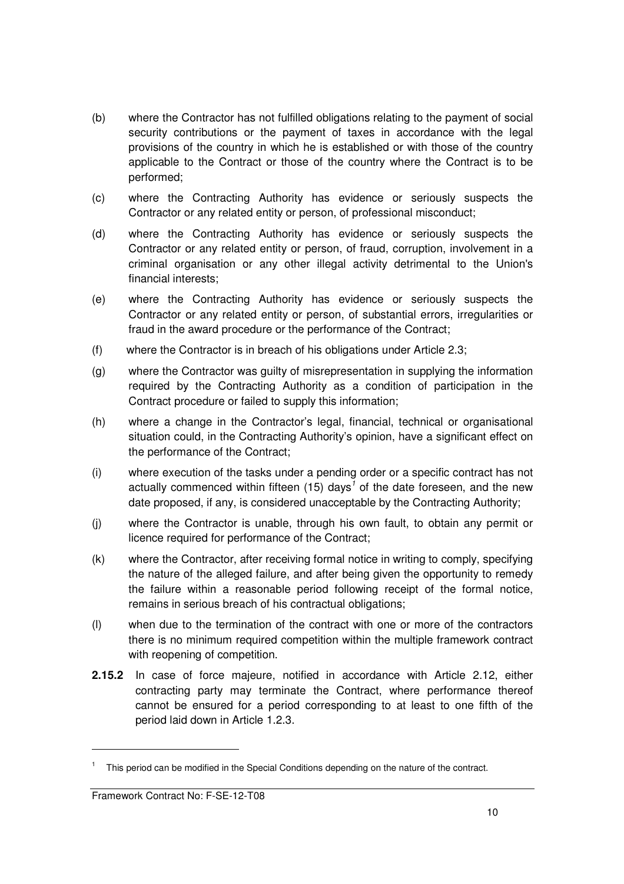(b) where the Contractor has not fulfilled obligations relating to the payment of social security contributions or the payment of taxes in accordance with the legal provisions of the country in which he is established or with those of the country applicable to the Contract or those of the country where the Contract is to be performed;

(c) where the Contracting Authority has evidence or seriously suspects the Contractor or any related entity or person, of professional misconduct;

(d) where the Contracting Authority has evidence or seriously suspects the Contractor or any related entity or person, of fraud, corruption, involvement in a criminal organisation or any other illegal activity detrimental to the Union's financial interests;

(e) where the Contracting Authority has evidence or seriously suspects the Contractor or any related entity or person, of substantial errors, irregularities or fraud in the award procedure or the performance of the Contract;

(f) where the Contractor is in breach of his obligations under Article 2.3;

(g) where the Contractor was guilty of misrepresentation in supplying the information required by the Contracting Authority as a condition of participation in the Contract procedure or failed to supply this information;

(h) where a change in the Contractor's legal, financial, technical or organisational situation could, in the Contracting Authority's opinion, have a significant effect on the performance of the Contract;

(i) where execution of the tasks under a pending order or a specific contract has not actually commenced within fifteen (15) days[1] of the date foreseen, and the new date proposed, if any, is considered unacceptable by the Contracting Authority;

(j) where the Contractor is unable, through his own fault, to obtain any permit or licence required for performance of the Contract;

(k) where the Contractor, after receiving formal notice in writing to comply, specifying the nature of the alleged failure, and after being given the opportunity to remedy the failure within a reasonable period following receipt of the formal notice, remains in serious breach of his contractual obligations;

(l) when due to the termination of the contract with one or more of the contractors there is no minimum required competition within the multiple framework contract with reopening of competition.

**2.15.2** In case of force majeure, notified in accordance with Article 2.12, either contracting party may terminate the Contract, where performance thereof cannot be ensured for a period corresponding to at least to one fifth of the period laid down in Article 1.2.3.

[1] This period can be modified in the Special Conditions depending on the nature of the contract.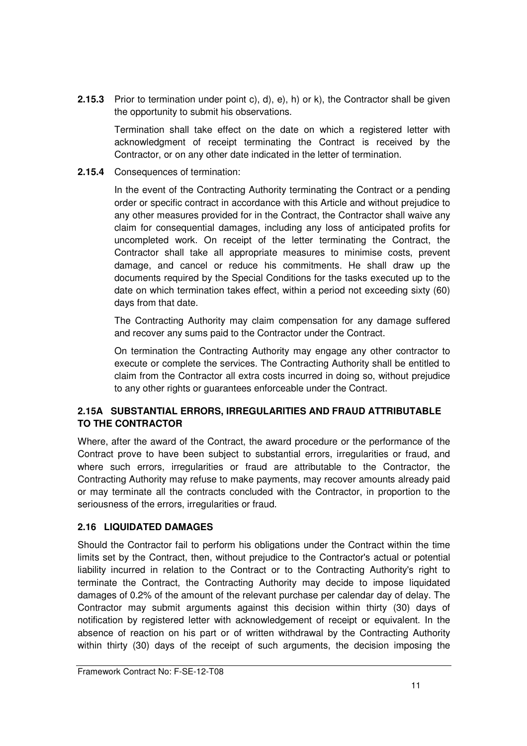**2.15.3** Prior to termination under point c), d), e), h) or k), the Contractor shall be given the opportunity to submit his observations.

Termination shall take effect on the date on which a registered letter with acknowledgment of receipt terminating the Contract is received by the Contractor, or on any other date indicated in the letter of termination.

**2.15.4** Consequences of termination:

In the event of the Contracting Authority terminating the Contract or a pending order or specific contract in accordance with this Article and without prejudice to any other measures provided for in the Contract, the Contractor shall waive any claim for consequential damages, including any loss of anticipated profits for uncompleted work. On receipt of the letter terminating the Contract, the Contractor shall take all appropriate measures to minimise costs, prevent damage, and cancel or reduce his commitments. He shall draw up the documents required by the Special Conditions for the tasks executed up to the date on which termination takes effect, within a period not exceeding sixty (60) days from that date.

The Contracting Authority may claim compensation for any damage suffered and recover any sums paid to the Contractor under the Contract.

On termination the Contracting Authority may engage any other contractor to execute or complete the services. The Contracting Authority shall be entitled to claim from the Contractor all extra costs incurred in doing so, without prejudice to any other rights or guarantees enforceable under the Contract.

### 2.15A SUBSTANTIAL ERRORS, IRREGULARITIES AND FRAUD ATTRIBUTABLE TO THE CONTRACTOR

Where, after the award of the Contract, the award procedure or the performance of the Contract prove to have been subject to substantial errors, irregularities or fraud, and where such errors, irregularities or fraud are attributable to the Contractor, the Contracting Authority may refuse to make payments, may recover amounts already paid or may terminate all the contracts concluded with the Contractor, in proportion to the seriousness of the errors, irregularities or fraud.

### 2.16 LIQUIDATED DAMAGES

Should the Contractor fail to perform his obligations under the Contract within the time limits set by the Contract, then, without prejudice to the Contractor's actual or potential liability incurred in relation to the Contract or to the Contracting Authority's right to terminate the Contract, the Contracting Authority may decide to impose liquidated damages of 0.2% of the amount of the relevant purchase per calendar day of delay. The Contractor may submit arguments against this decision within thirty (30) days of notification by registered letter with acknowledgement of receipt or equivalent. In the absence of reaction on his part or of written withdrawal by the Contracting Authority within thirty (30) days of the receipt of such arguments, the decision imposing the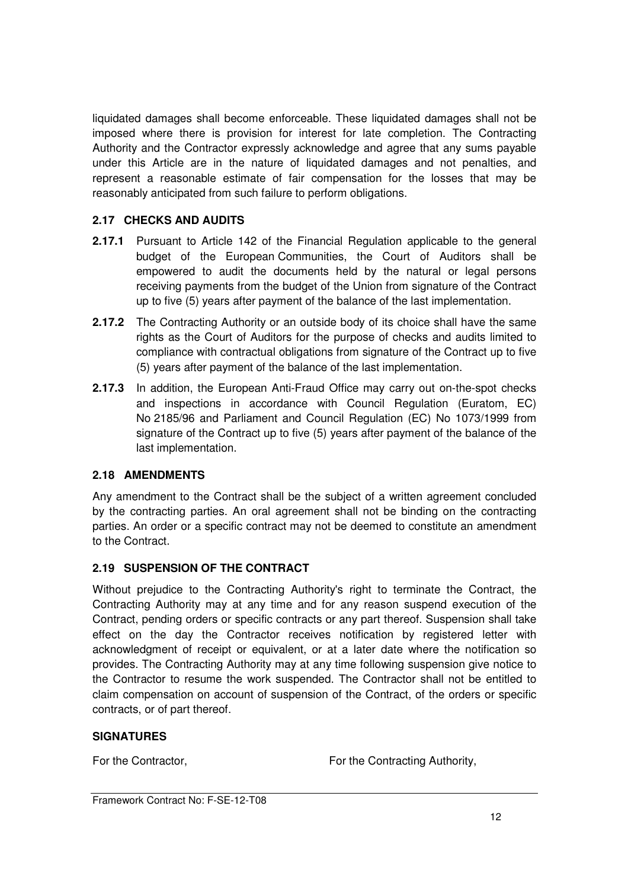liquidated damages shall become enforceable. These liquidated damages shall not be imposed where there is provision for interest for late completion. The Contracting Authority and the Contractor expressly acknowledge and agree that any sums payable under this Article are in the nature of liquidated damages and not penalties, and represent a reasonable estimate of fair compensation for the losses that may be reasonably anticipated from such failure to perform obligations.

### 2.17 CHECKS AND AUDITS

**2.17.1** Pursuant to Article 142 of the Financial Regulation applicable to the general budget of the European Communities, the Court of Auditors shall be empowered to audit the documents held by the natural or legal persons receiving payments from the budget of the Union from signature of the Contract up to five (5) years after payment of the balance of the last implementation.

**2.17.2** The Contracting Authority or an outside body of its choice shall have the same rights as the Court of Auditors for the purpose of checks and audits limited to compliance with contractual obligations from signature of the Contract up to five (5) years after payment of the balance of the last implementation.

**2.17.3** In addition, the European Anti-Fraud Office may carry out on-the-spot checks and inspections in accordance with Council Regulation (Euratom, EC) No 2185/96 and Parliament and Council Regulation (EC) No 1073/1999 from signature of the Contract up to five (5) years after payment of the balance of the last implementation.

### 2.18 AMENDMENTS

Any amendment to the Contract shall be the subject of a written agreement concluded by the contracting parties. An oral agreement shall not be binding on the contracting parties. An order or a specific contract may not be deemed to constitute an amendment to the Contract.

### 2.19 SUSPENSION OF THE CONTRACT

Without prejudice to the Contracting Authority's right to terminate the Contract, the Contracting Authority may at any time and for any reason suspend execution of the Contract, pending orders or specific contracts or any part thereof. Suspension shall take effect on the day the Contractor receives notification by registered letter with acknowledgment of receipt or equivalent, or at a later date where the notification so provides. The Contracting Authority may at any time following suspension give notice to the Contractor to resume the work suspended. The Contractor shall not be entitled to claim compensation on account of suspension of the Contract, of the orders or specific contracts, or of part thereof.

### SIGNATURES

| For the Contractor, | For the Contracting Authority, |
| --- | --- |

Framework Contract No: F-SE-12-T08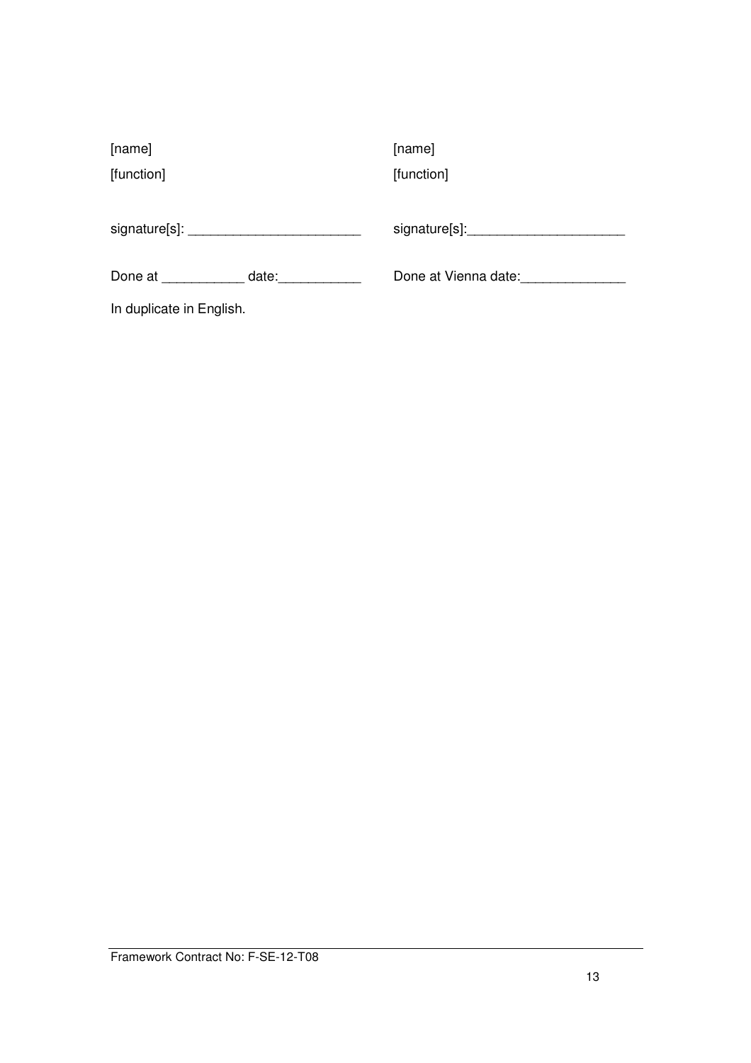| | |
|---|---|
| [name] | [name] |
| [function] | [function] |
| signature[s]: _______________________ | signature[s]:_____________________ |
| Done at ___________ date:___________ | Done at Vienna date:______________ |

In duplicate in English.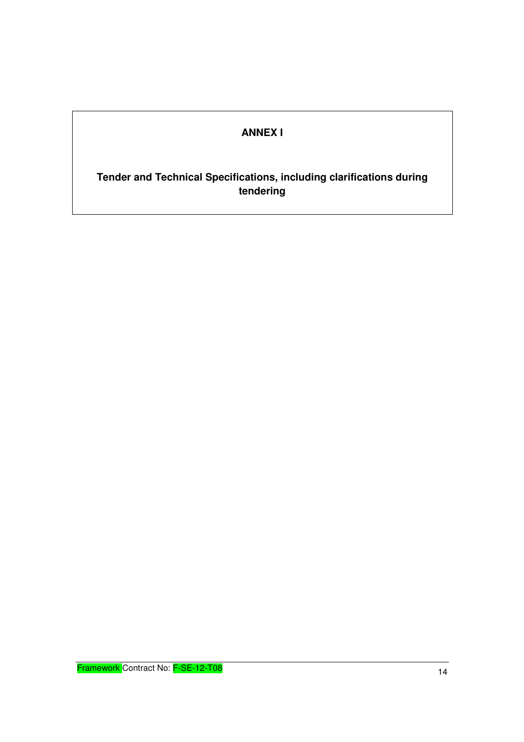# ANNEX I

**Tender and Technical Specifications, including clarifications during tendering**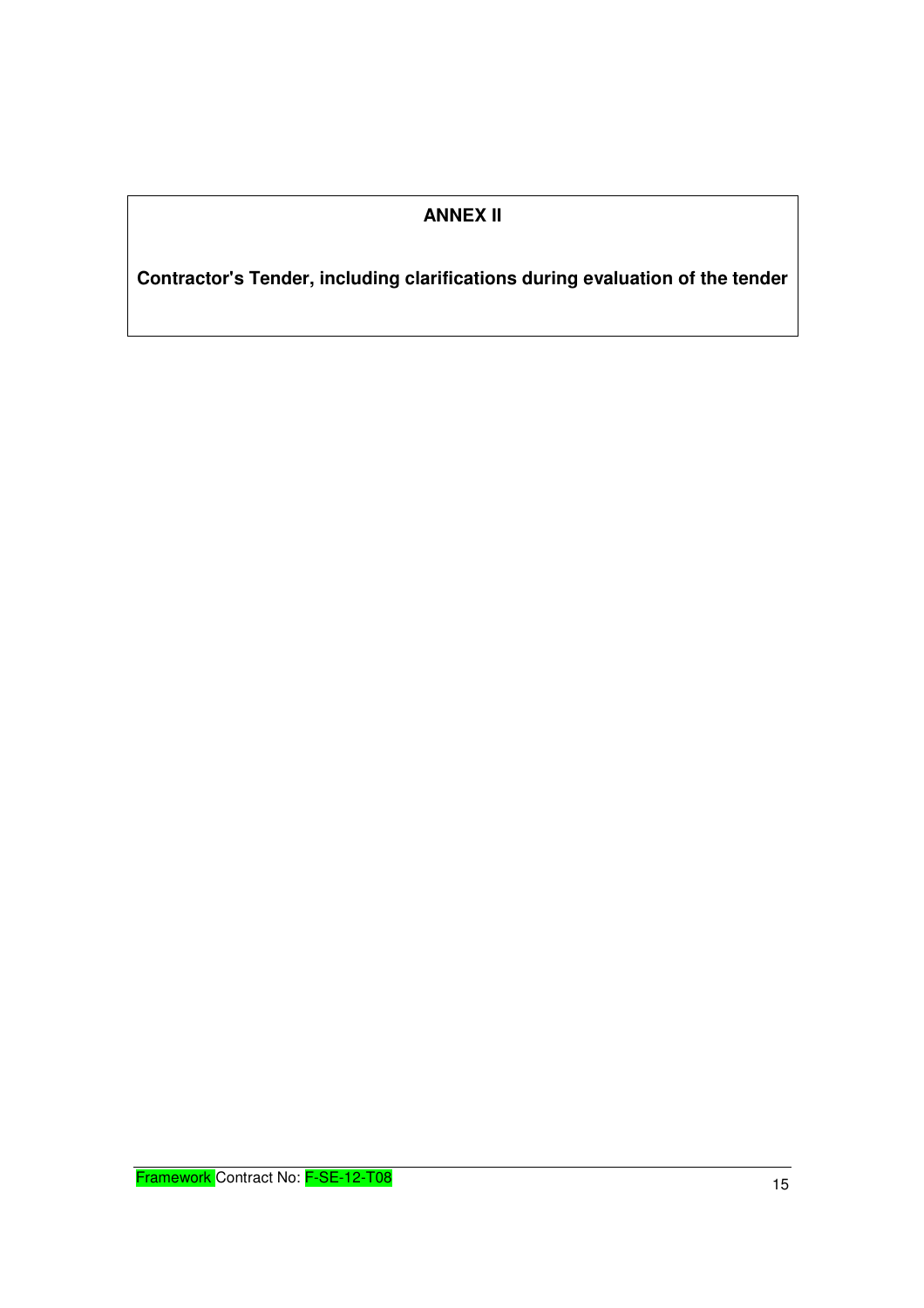# ANNEX II

**Contractor's Tender, including clarifications during evaluation of the tender**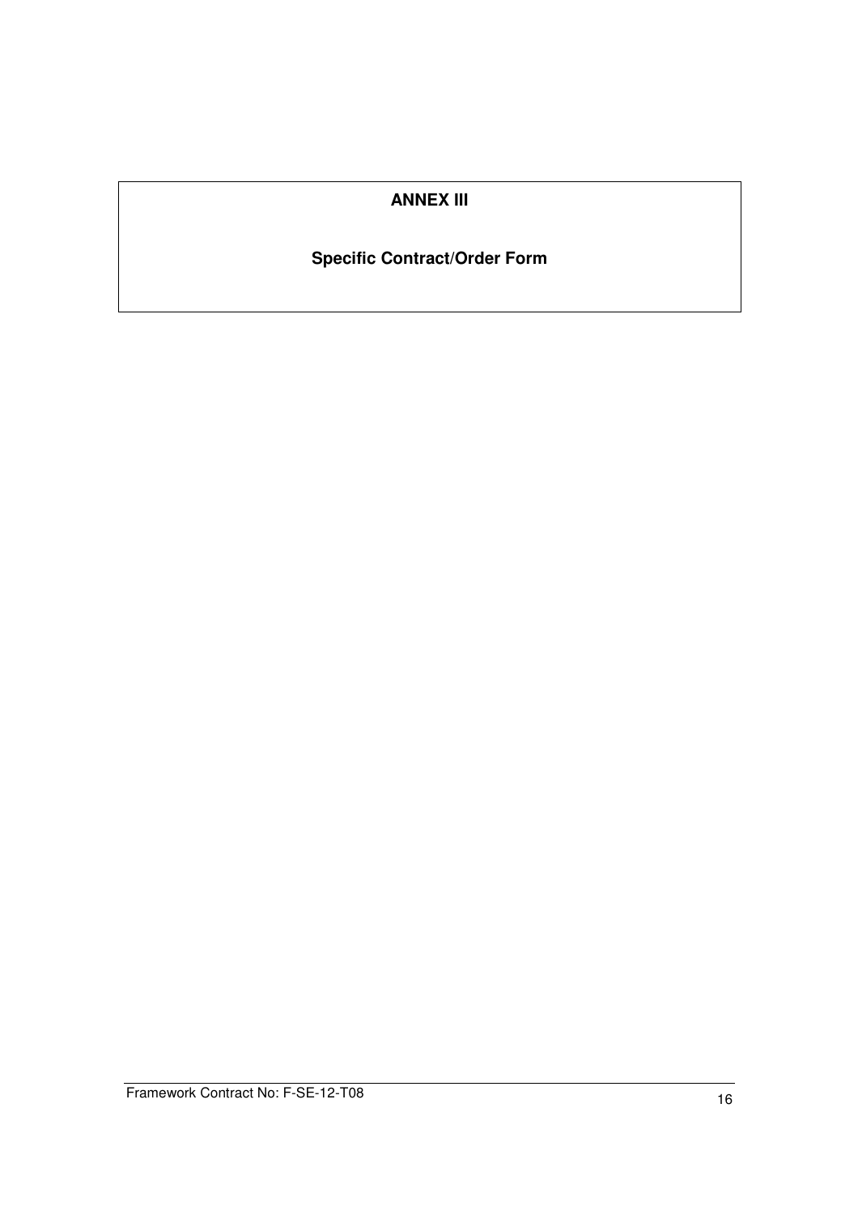# ANNEX III

## Specific Contract/Order Form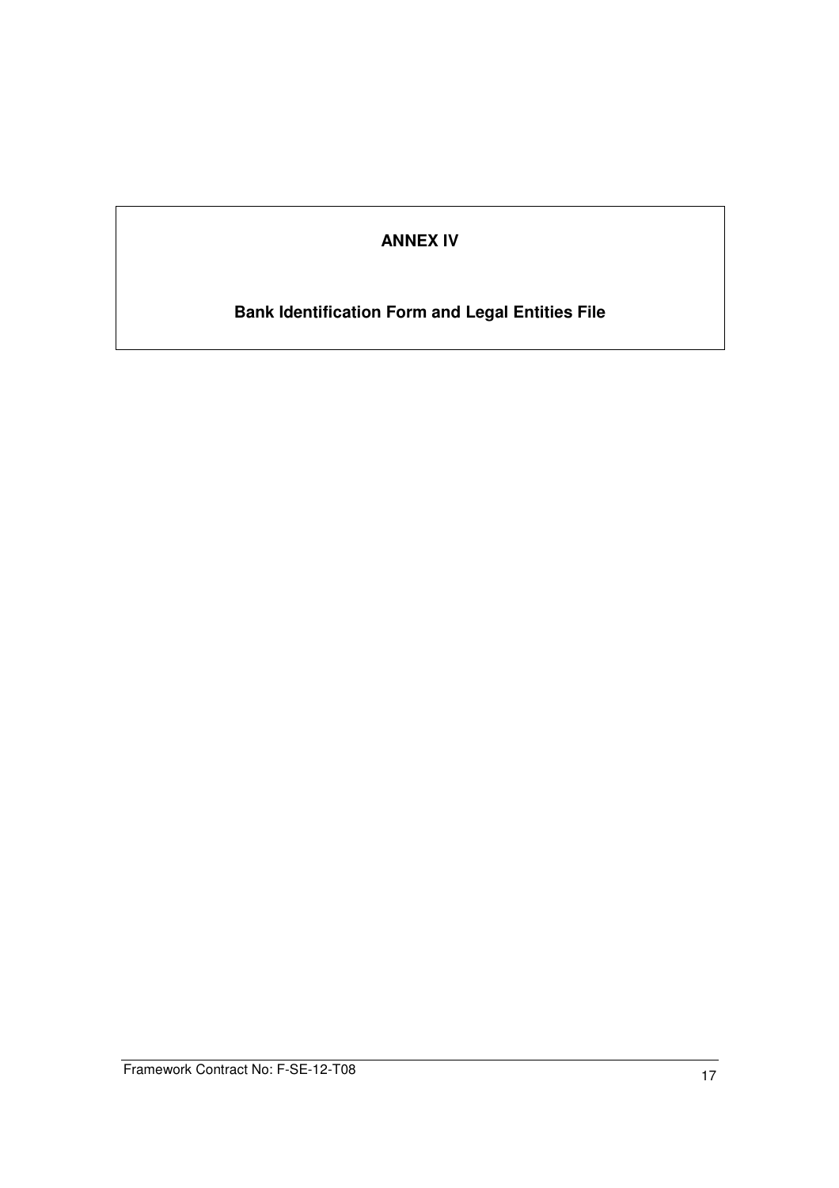# ANNEX IV

## Bank Identification Form and Legal Entities File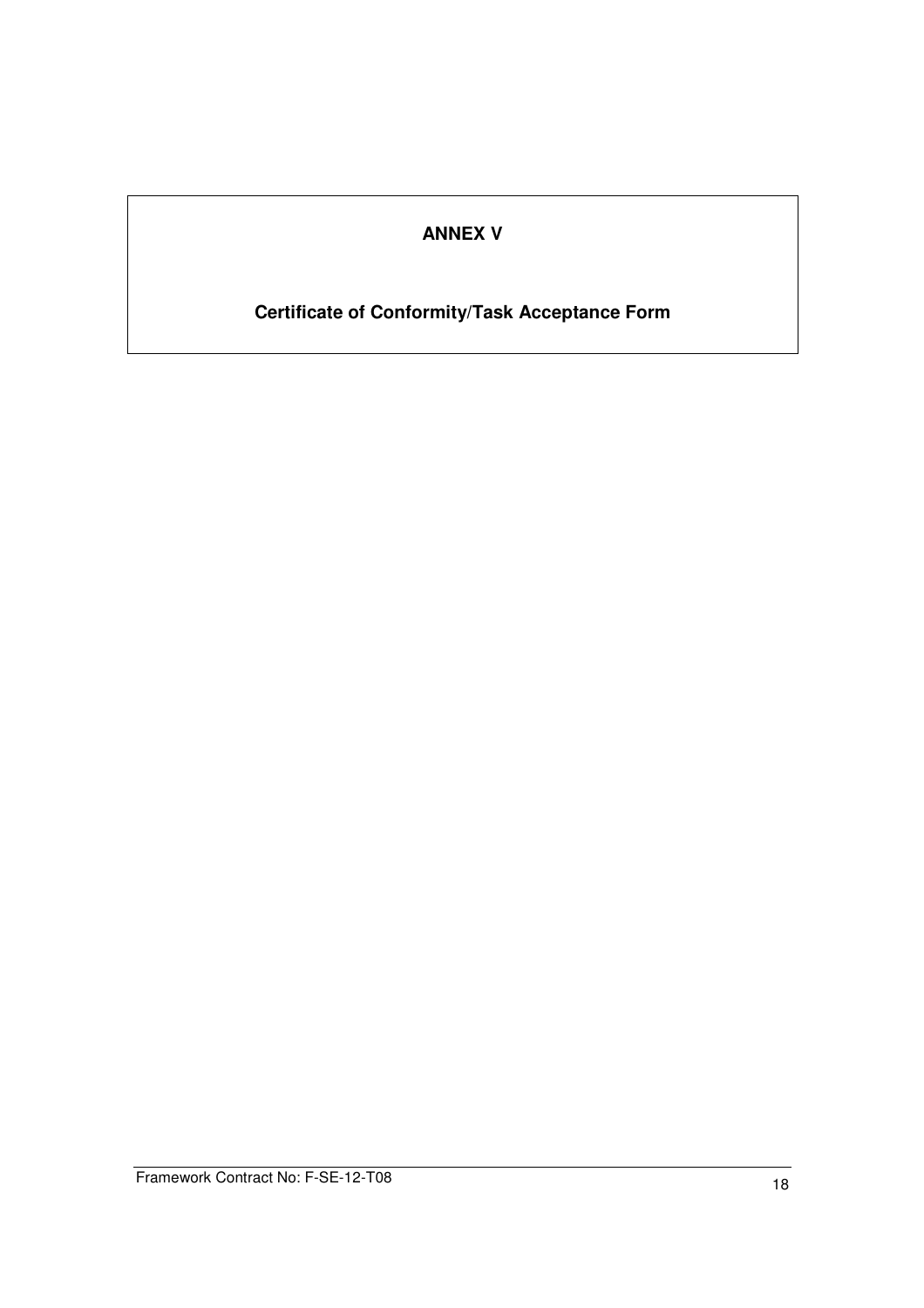# ANNEX V

## Certificate of Conformity/Task Acceptance Form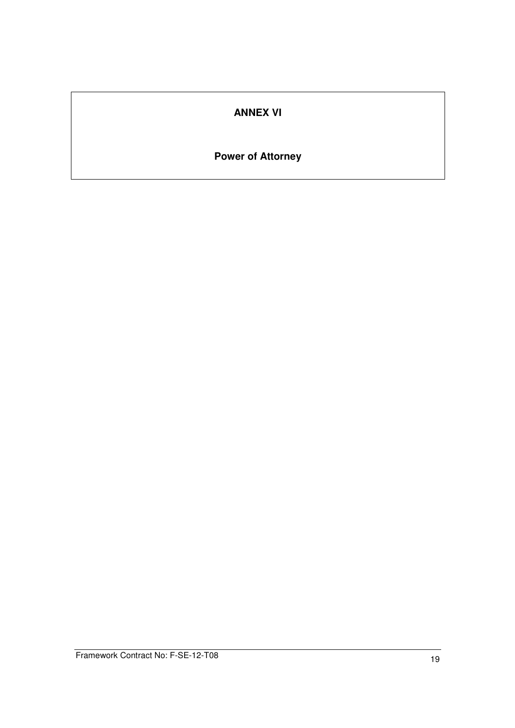# ANNEX VI

## Power of Attorney